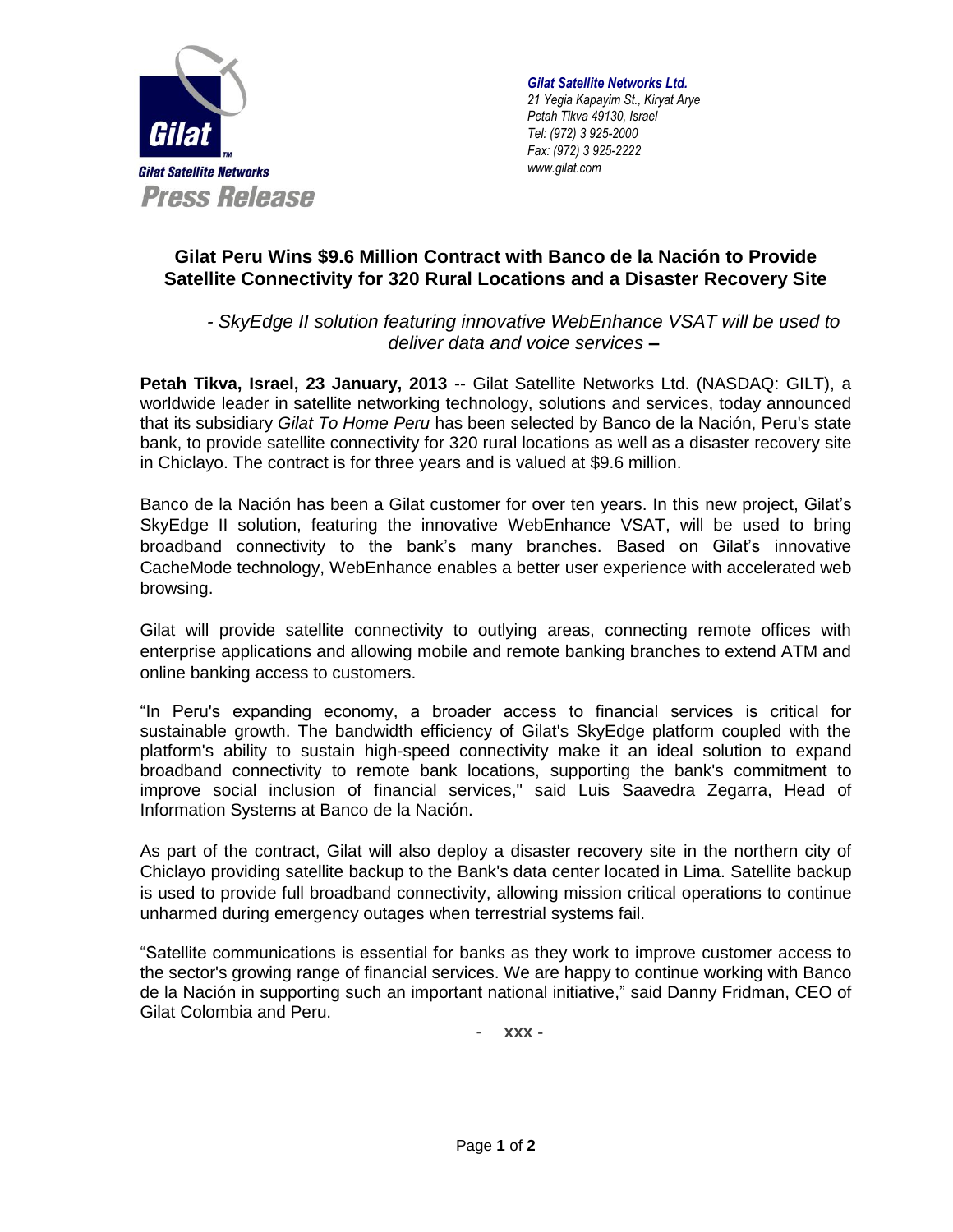Gilat Satellite Networks

**Press Release**

*Gilat Satellite Networks Ltd.*
*21 Yegia Kapayim St., Kiryat Arye*
*Petah Tikva 49130, Israel*
*Tel: (972) 3 925-2000*
*Fax: (972) 3 925-2222*
*www.gilat.com*

# Gilat Peru Wins $9.6 Million Contract with Banco de la Nación to Provide Satellite Connectivity for 320 Rural Locations and a Disaster Recovery Site

*- SkyEdge II solution featuring innovative WebEnhance VSAT will be used to deliver data and voice services* **–**

**Petah Tikva, Israel, 23 January, 2013** -- Gilat Satellite Networks Ltd. (NASDAQ: GILT), a worldwide leader in satellite networking technology, solutions and services, today announced that its subsidiary *Gilat To Home Peru* has been selected by Banco de la Nación, Peru's state bank, to provide satellite connectivity for 320 rural locations as well as a disaster recovery site in Chiclayo. The contract is for three years and is valued at $9.6 million.

Banco de la Nación has been a Gilat customer for over ten years. In this new project, Gilat's SkyEdge II solution, featuring the innovative WebEnhance VSAT, will be used to bring broadband connectivity to the bank's many branches. Based on Gilat's innovative CacheMode technology, WebEnhance enables a better user experience with accelerated web browsing.

Gilat will provide satellite connectivity to outlying areas, connecting remote offices with enterprise applications and allowing mobile and remote banking branches to extend ATM and online banking access to customers.

"In Peru's expanding economy, a broader access to financial services is critical for sustainable growth. The bandwidth efficiency of Gilat's SkyEdge platform coupled with the platform's ability to sustain high-speed connectivity make it an ideal solution to expand broadband connectivity to remote bank locations, supporting the bank's commitment to improve social inclusion of financial services," said Luis Saavedra Zegarra, Head of Information Systems at Banco de la Nación.

As part of the contract, Gilat will also deploy a disaster recovery site in the northern city of Chiclayo providing satellite backup to the Bank's data center located in Lima. Satellite backup is used to provide full broadband connectivity, allowing mission critical operations to continue unharmed during emergency outages when terrestrial systems fail.

"Satellite communications is essential for banks as they work to improve customer access to the sector's growing range of financial services. We are happy to continue working with Banco de la Nación in supporting such an important national initiative," said Danny Fridman, CEO of Gilat Colombia and Peru.

\- **xxx -**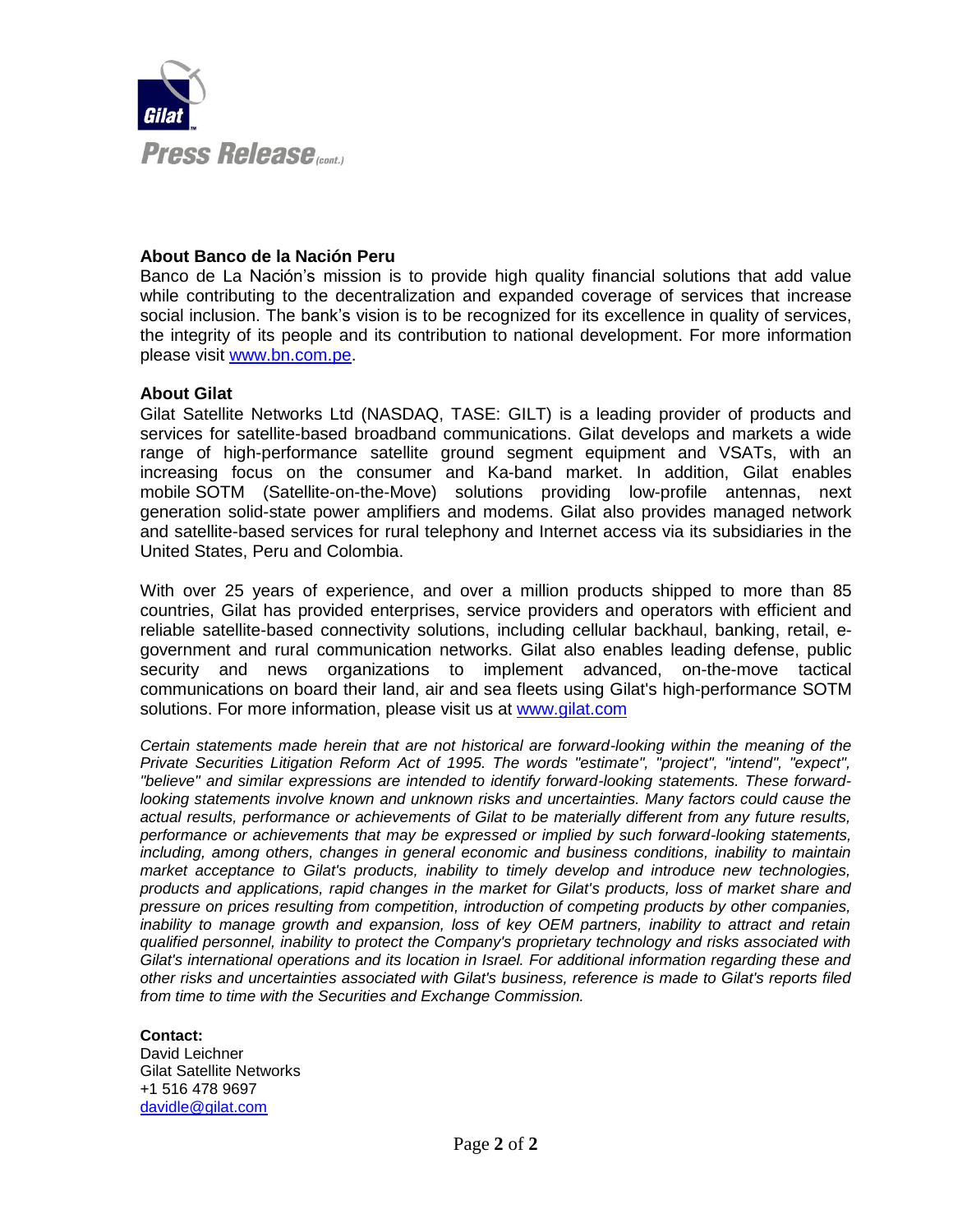**About Banco de la Nación Peru**

Banco de La Nación's mission is to provide high quality financial solutions that add value while contributing to the decentralization and expanded coverage of services that increase social inclusion. The bank's vision is to be recognized for its excellence in quality of services, the integrity of its people and its contribution to national development. For more information please visit [www.bn.com.pe](http://www.bn.com.pe).

**About Gilat**

Gilat Satellite Networks Ltd (NASDAQ, TASE: GILT) is a leading provider of products and services for satellite-based broadband communications. Gilat develops and markets a wide range of high-performance satellite ground segment equipment and VSATs, with an increasing focus on the consumer and Ka-band market. In addition, Gilat enables mobile SOTM (Satellite-on-the-Move) solutions providing low-profile antennas, next generation solid-state power amplifiers and modems. Gilat also provides managed network and satellite-based services for rural telephony and Internet access via its subsidiaries in the United States, Peru and Colombia.

With over 25 years of experience, and over a million products shipped to more than 85 countries, Gilat has provided enterprises, service providers and operators with efficient and reliable satellite-based connectivity solutions, including cellular backhaul, banking, retail, e-government and rural communication networks. Gilat also enables leading defense, public security and news organizations to implement advanced, on-the-move tactical communications on board their land, air and sea fleets using Gilat's high-performance SOTM solutions. For more information, please visit us at [www.gilat.com](http://www.gilat.com)

*Certain statements made herein that are not historical are forward-looking within the meaning of the Private Securities Litigation Reform Act of 1995. The words "estimate", "project", "intend", "expect", "believe" and similar expressions are intended to identify forward-looking statements. These forward-looking statements involve known and unknown risks and uncertainties. Many factors could cause the actual results, performance or achievements of Gilat to be materially different from any future results, performance or achievements that may be expressed or implied by such forward-looking statements, including, among others, changes in general economic and business conditions, inability to maintain market acceptance to Gilat's products, inability to timely develop and introduce new technologies, products and applications, rapid changes in the market for Gilat's products, loss of market share and pressure on prices resulting from competition, introduction of competing products by other companies, inability to manage growth and expansion, loss of key OEM partners, inability to attract and retain qualified personnel, inability to protect the Company's proprietary technology and risks associated with Gilat's international operations and its location in Israel. For additional information regarding these and other risks and uncertainties associated with Gilat's business, reference is made to Gilat's reports filed from time to time with the Securities and Exchange Commission.*

**Contact:**
David Leichner
Gilat Satellite Networks
+1 516 478 9697
[davidle@gilat.com](mailto:davidle@gilat.com)